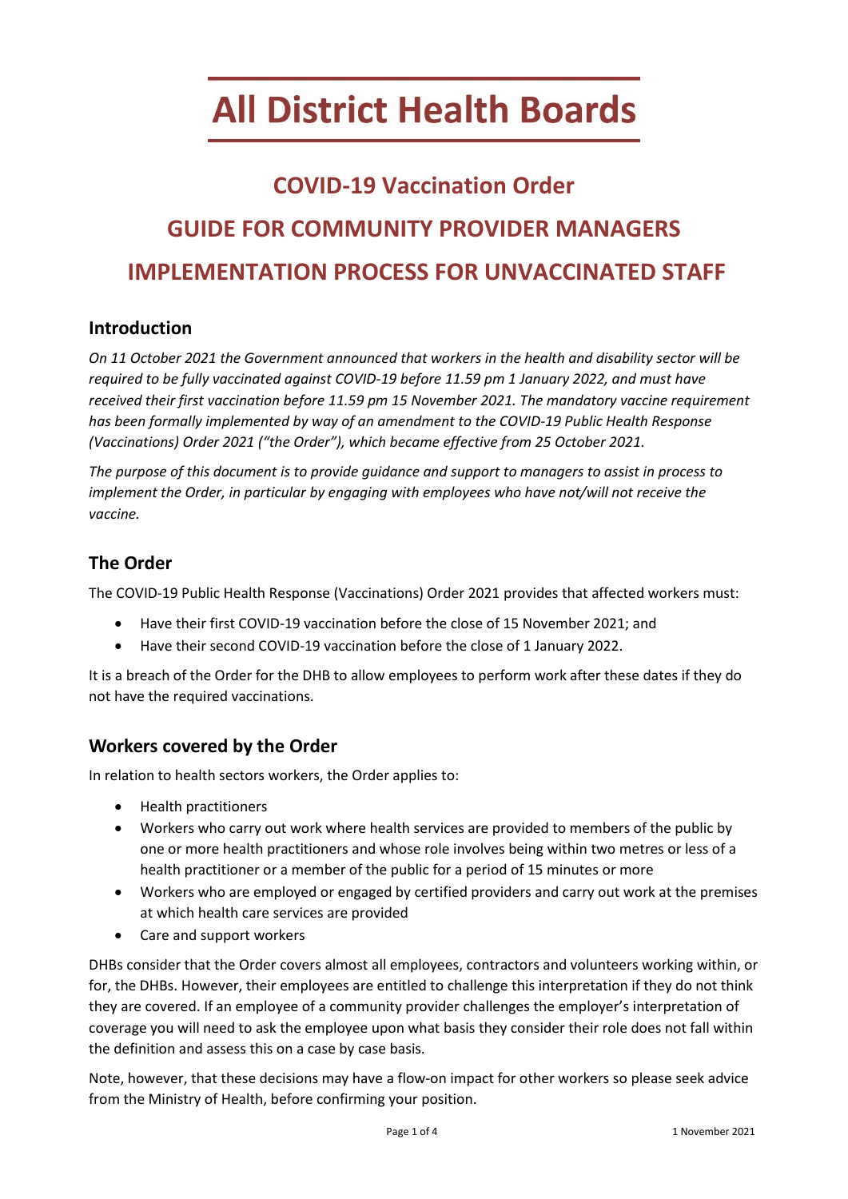# All District Health Boards

## COVID-19 Vaccination Order

## GUIDE FOR COMMUNITY PROVIDER MANAGERS

## IMPLEMENTATION PROCESS FOR UNVACCINATED STAFF

### Introduction

*On 11 October 2021 the Government announced that workers in the health and disability sector will be required to be fully vaccinated against COVID-19 before 11.59 pm 1 January 2022, and must have received their first vaccination before 11.59 pm 15 November 2021. The mandatory vaccine requirement has been formally implemented by way of an amendment to the COVID-19 Public Health Response (Vaccinations) Order 2021 ("the Order"), which became effective from 25 October 2021.*

*The purpose of this document is to provide guidance and support to managers to assist in process to implement the Order, in particular by engaging with employees who have not/will not receive the vaccine.*

### The Order

The COVID-19 Public Health Response (Vaccinations) Order 2021 provides that affected workers must:

- Have their first COVID-19 vaccination before the close of 15 November 2021; and
- Have their second COVID-19 vaccination before the close of 1 January 2022.

It is a breach of the Order for the DHB to allow employees to perform work after these dates if they do not have the required vaccinations.

### Workers covered by the Order

In relation to health sectors workers, the Order applies to:

- Health practitioners
- Workers who carry out work where health services are provided to members of the public by one or more health practitioners and whose role involves being within two metres or less of a health practitioner or a member of the public for a period of 15 minutes or more
- Workers who are employed or engaged by certified providers and carry out work at the premises at which health care services are provided
- Care and support workers

DHBs consider that the Order covers almost all employees, contractors and volunteers working within, or for, the DHBs. However, their employees are entitled to challenge this interpretation if they do not think they are covered. If an employee of a community provider challenges the employer's interpretation of coverage you will need to ask the employee upon what basis they consider their role does not fall within the definition and assess this on a case by case basis.

Note, however, that these decisions may have a flow-on impact for other workers so please seek advice from the Ministry of Health, before confirming your position.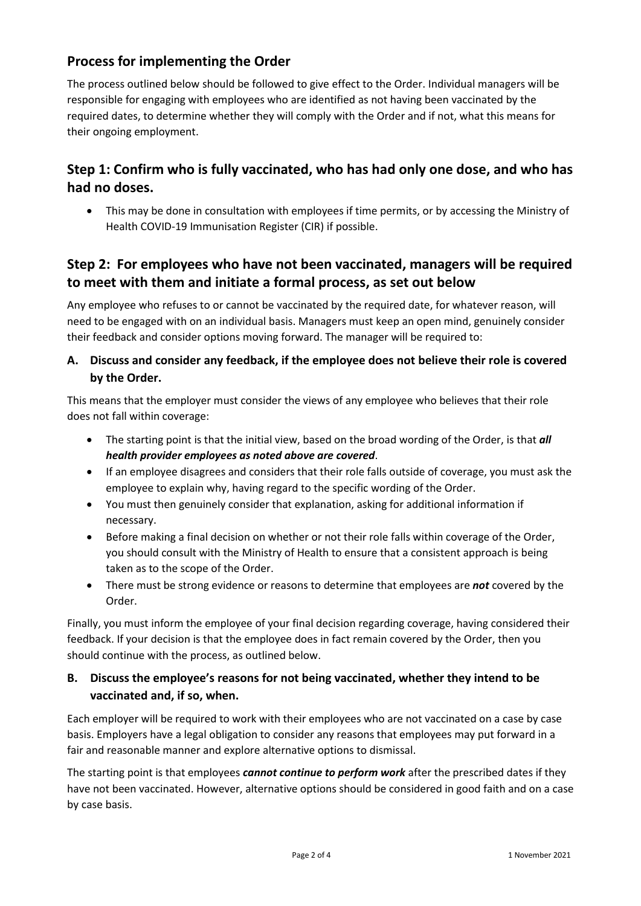## Process for implementing the Order

The process outlined below should be followed to give effect to the Order. Individual managers will be responsible for engaging with employees who are identified as not having been vaccinated by the required dates, to determine whether they will comply with the Order and if not, what this means for their ongoing employment.

## Step 1: Confirm who is fully vaccinated, who has had only one dose, and who has had no doses.

- This may be done in consultation with employees if time permits, or by accessing the Ministry of Health COVID-19 Immunisation Register (CIR) if possible.

## Step 2: For employees who have not been vaccinated, managers will be required to meet with them and initiate a formal process, as set out below

Any employee who refuses to or cannot be vaccinated by the required date, for whatever reason, will need to be engaged with on an individual basis. Managers must keep an open mind, genuinely consider their feedback and consider options moving forward. The manager will be required to:

### A. Discuss and consider any feedback, if the employee does not believe their role is covered by the Order.

This means that the employer must consider the views of any employee who believes that their role does not fall within coverage:

- The starting point is that the initial view, based on the broad wording of the Order, is that ***all health provider employees as noted above are covered***.
- If an employee disagrees and considers that their role falls outside of coverage, you must ask the employee to explain why, having regard to the specific wording of the Order.
- You must then genuinely consider that explanation, asking for additional information if necessary.
- Before making a final decision on whether or not their role falls within coverage of the Order, you should consult with the Ministry of Health to ensure that a consistent approach is being taken as to the scope of the Order.
- There must be strong evidence or reasons to determine that employees are ***not*** covered by the Order.

Finally, you must inform the employee of your final decision regarding coverage, having considered their feedback. If your decision is that the employee does in fact remain covered by the Order, then you should continue with the process, as outlined below.

### B. Discuss the employee's reasons for not being vaccinated, whether they intend to be vaccinated and, if so, when.

Each employer will be required to work with their employees who are not vaccinated on a case by case basis. Employers have a legal obligation to consider any reasons that employees may put forward in a fair and reasonable manner and explore alternative options to dismissal.

The starting point is that employees ***cannot continue to perform work*** after the prescribed dates if they have not been vaccinated. However, alternative options should be considered in good faith and on a case by case basis.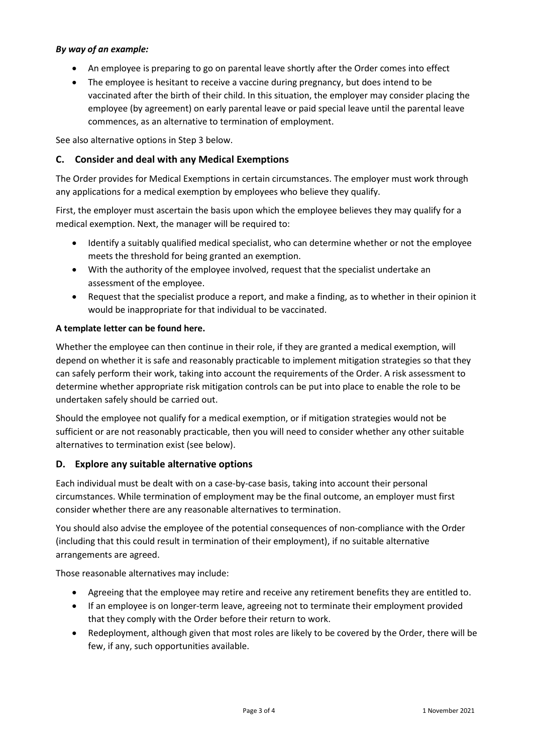***By way of an example:***

- An employee is preparing to go on parental leave shortly after the Order comes into effect
- The employee is hesitant to receive a vaccine during pregnancy, but does intend to be vaccinated after the birth of their child. In this situation, the employer may consider placing the employee (by agreement) on early parental leave or paid special leave until the parental leave commences, as an alternative to termination of employment.

See also alternative options in Step 3 below.

## C. Consider and deal with any Medical Exemptions

The Order provides for Medical Exemptions in certain circumstances. The employer must work through any applications for a medical exemption by employees who believe they qualify.

First, the employer must ascertain the basis upon which the employee believes they may qualify for a medical exemption. Next, the manager will be required to:

- Identify a suitably qualified medical specialist, who can determine whether or not the employee meets the threshold for being granted an exemption.
- With the authority of the employee involved, request that the specialist undertake an assessment of the employee.
- Request that the specialist produce a report, and make a finding, as to whether in their opinion it would be inappropriate for that individual to be vaccinated.

**A template letter can be found here.**

Whether the employee can then continue in their role, if they are granted a medical exemption, will depend on whether it is safe and reasonably practicable to implement mitigation strategies so that they can safely perform their work, taking into account the requirements of the Order. A risk assessment to determine whether appropriate risk mitigation controls can be put into place to enable the role to be undertaken safely should be carried out.

Should the employee not qualify for a medical exemption, or if mitigation strategies would not be sufficient or are not reasonably practicable, then you will need to consider whether any other suitable alternatives to termination exist (see below).

## D. Explore any suitable alternative options

Each individual must be dealt with on a case-by-case basis, taking into account their personal circumstances. While termination of employment may be the final outcome, an employer must first consider whether there are any reasonable alternatives to termination.

You should also advise the employee of the potential consequences of non-compliance with the Order (including that this could result in termination of their employment), if no suitable alternative arrangements are agreed.

Those reasonable alternatives may include:

- Agreeing that the employee may retire and receive any retirement benefits they are entitled to.
- If an employee is on longer-term leave, agreeing not to terminate their employment provided that they comply with the Order before their return to work.
- Redeployment, although given that most roles are likely to be covered by the Order, there will be few, if any, such opportunities available.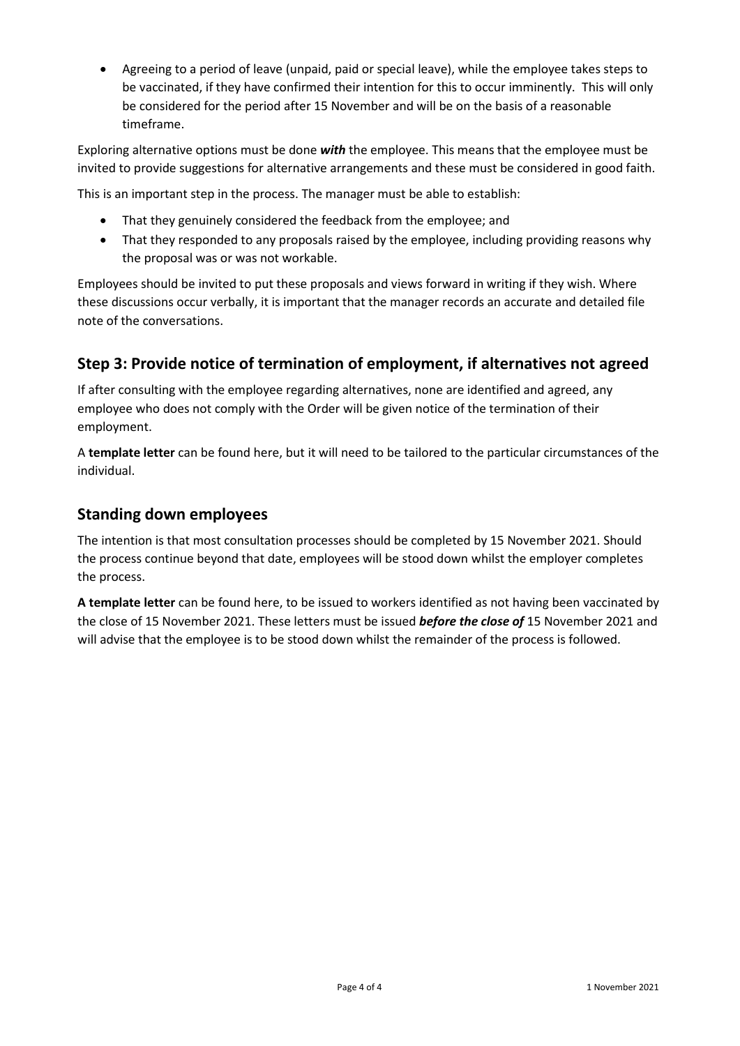- Agreeing to a period of leave (unpaid, paid or special leave), while the employee takes steps to be vaccinated, if they have confirmed their intention for this to occur imminently. This will only be considered for the period after 15 November and will be on the basis of a reasonable timeframe.

Exploring alternative options must be done ***with*** the employee. This means that the employee must be invited to provide suggestions for alternative arrangements and these must be considered in good faith.

This is an important step in the process. The manager must be able to establish:

- That they genuinely considered the feedback from the employee; and
- That they responded to any proposals raised by the employee, including providing reasons why the proposal was or was not workable.

Employees should be invited to put these proposals and views forward in writing if they wish. Where these discussions occur verbally, it is important that the manager records an accurate and detailed file note of the conversations.

## Step 3: Provide notice of termination of employment, if alternatives not agreed

If after consulting with the employee regarding alternatives, none are identified and agreed, any employee who does not comply with the Order will be given notice of the termination of their employment.

A **template letter** can be found here, but it will need to be tailored to the particular circumstances of the individual.

## Standing down employees

The intention is that most consultation processes should be completed by 15 November 2021. Should the process continue beyond that date, employees will be stood down whilst the employer completes the process.

**A template letter** can be found here, to be issued to workers identified as not having been vaccinated by the close of 15 November 2021. These letters must be issued ***before the close of*** 15 November 2021 and will advise that the employee is to be stood down whilst the remainder of the process is followed.